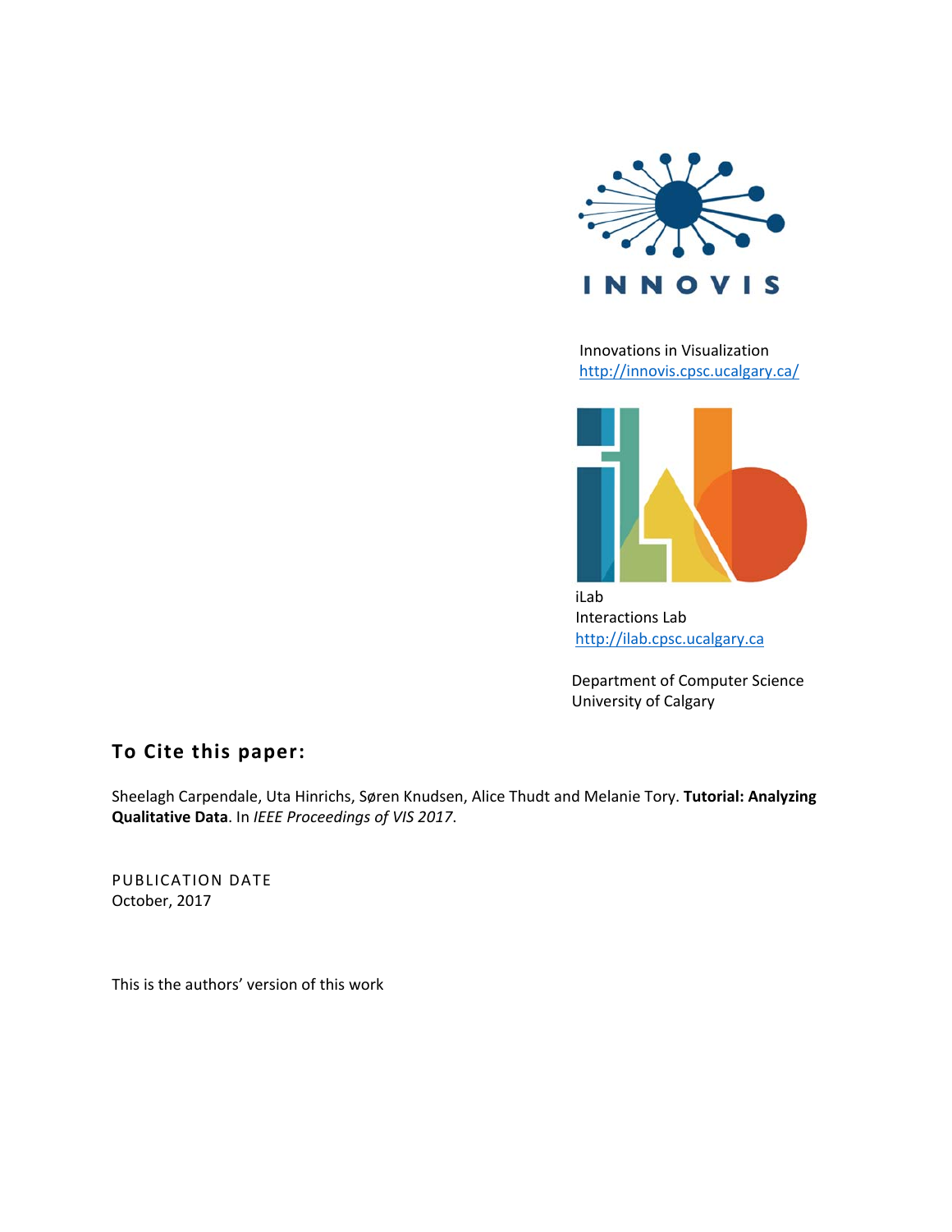INNOVIS

Innovations in Visualization
http://innovis.cpsc.ucalgary.ca/

iLab
Interactions Lab
http://ilab.cpsc.ucalgary.ca

Department of Computer Science
University of Calgary

## To Cite this paper:

Sheelagh Carpendale, Uta Hinrichs, Søren Knudsen, Alice Thudt and Melanie Tory. **Tutorial: Analyzing Qualitative Data**. In *IEEE Proceedings of VIS 2017*.

PUBLICATION DATE
October, 2017

This is the authors' version of this work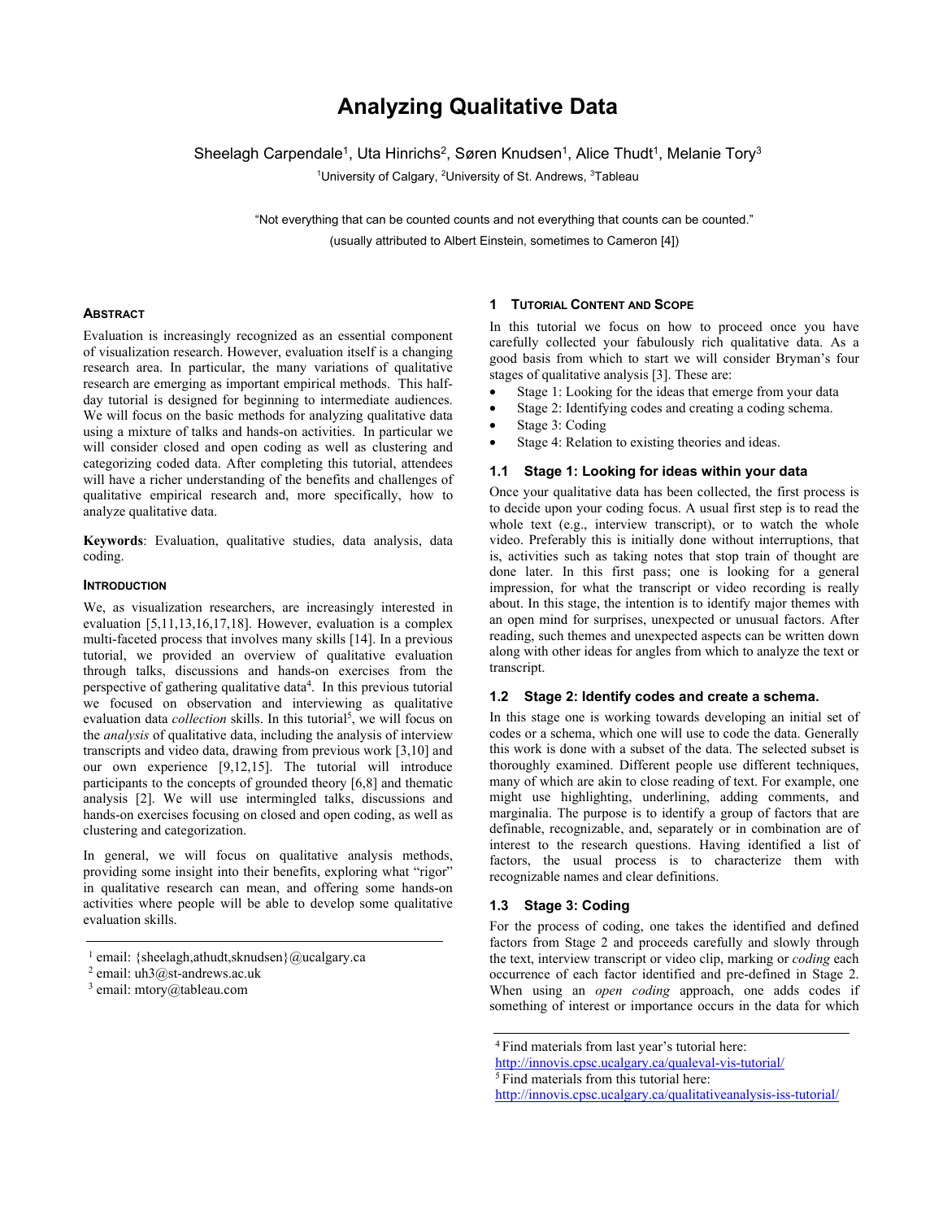# Analyzing Qualitative Data

Sheelagh Carpendale[1], Uta Hinrichs[2], Søren Knudsen[1], Alice Thudt[1], Melanie Tory[3]

[1]University of Calgary, [2]University of St. Andrews, [3]Tableau

"Not everything that can be counted counts and not everything that counts can be counted."
(usually attributed to Albert Einstein, sometimes to Cameron [4])

## Abstract

Evaluation is increasingly recognized as an essential component of visualization research. However, evaluation itself is a changing research area. In particular, the many variations of qualitative research are emerging as important empirical methods. This half-day tutorial is designed for beginning to intermediate audiences. We will focus on the basic methods for analyzing qualitative data using a mixture of talks and hands-on activities. In particular we will consider closed and open coding as well as clustering and categorizing coded data. After completing this tutorial, attendees will have a richer understanding of the benefits and challenges of qualitative empirical research and, more specifically, how to analyze qualitative data.

**Keywords**: Evaluation, qualitative studies, data analysis, data coding.

## Introduction

We, as visualization researchers, are increasingly interested in evaluation [5,11,13,16,17,18]. However, evaluation is a complex multi-faceted process that involves many skills [14]. In a previous tutorial, we provided an overview of qualitative evaluation through talks, discussions and hands-on exercises from the perspective of gathering qualitative data[4]. In this previous tutorial we focused on observation and interviewing as qualitative evaluation data *collection* skills. In this tutorial[5], we will focus on the *analysis* of qualitative data, including the analysis of interview transcripts and video data, drawing from previous work [3,10] and our own experience [9,12,15]. The tutorial will introduce participants to the concepts of grounded theory [6,8] and thematic analysis [2]. We will use intermingled talks, discussions and hands-on exercises focusing on closed and open coding, as well as clustering and categorization.

In general, we will focus on qualitative analysis methods, providing some insight into their benefits, exploring what "rigor" in qualitative research can mean, and offering some hands-on activities where people will be able to develop some qualitative evaluation skills.

## 1 Tutorial Content and Scope

In this tutorial we focus on how to proceed once you have carefully collected your fabulously rich qualitative data. As a good basis from which to start we will consider Bryman's four stages of qualitative analysis [3]. These are:

- Stage 1: Looking for the ideas that emerge from your data
- Stage 2: Identifying codes and creating a coding schema.
- Stage 3: Coding
- Stage 4: Relation to existing theories and ideas.

### 1.1 Stage 1: Looking for ideas within your data

Once your qualitative data has been collected, the first process is to decide upon your coding focus. A usual first step is to read the whole text (e.g., interview transcript), or to watch the whole video. Preferably this is initially done without interruptions, that is, activities such as taking notes that stop train of thought are done later. In this first pass; one is looking for a general impression, for what the transcript or video recording is really about. In this stage, the intention is to identify major themes with an open mind for surprises, unexpected or unusual factors. After reading, such themes and unexpected aspects can be written down along with other ideas for angles from which to analyze the text or transcript.

### 1.2 Stage 2: Identify codes and create a schema.

In this stage one is working towards developing an initial set of codes or a schema, which one will use to code the data. Generally this work is done with a subset of the data. The selected subset is thoroughly examined. Different people use different techniques, many of which are akin to close reading of text. For example, one might use highlighting, underlining, adding comments, and marginalia. The purpose is to identify a group of factors that are definable, recognizable, and, separately or in combination are of interest to the research questions. Having identified a list of factors, the usual process is to characterize them with recognizable names and clear definitions.

### 1.3 Stage 3: Coding

For the process of coding, one takes the identified and defined factors from Stage 2 and proceeds carefully and slowly through the text, interview transcript or video clip, marking or *coding* each occurrence of each factor identified and pre-defined in Stage 2. When using an *open coding* approach, one adds codes if something of interest or importance occurs in the data for which

---

[1] email: {sheelagh,athudt,sknudsen}@ucalgary.ca
[2] email: uh3@st-andrews.ac.uk
[3] email: mtory@tableau.com

[4] Find materials from last year's tutorial here: http://innovis.cpsc.ucalgary.ca/qualeval-vis-tutorial/
[5] Find materials from this tutorial here: http://innovis.cpsc.ucalgary.ca/qualitativeanalysis-iss-tutorial/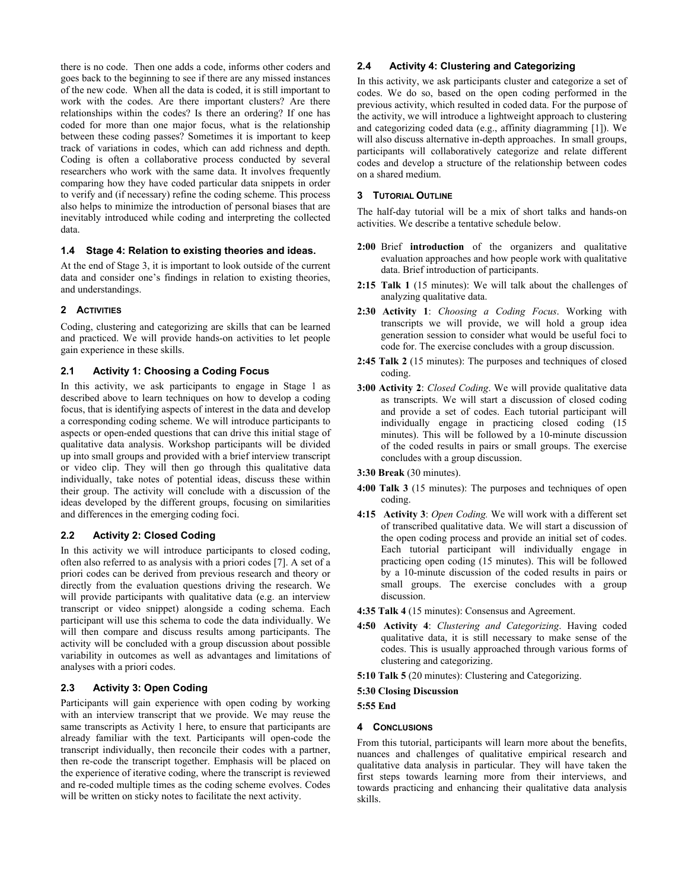there is no code. Then one adds a code, informs other coders and goes back to the beginning to see if there are any missed instances of the new code. When all the data is coded, it is still important to work with the codes. Are there important clusters? Are there relationships within the codes? Is there an ordering? If one has coded for more than one major focus, what is the relationship between these coding passes? Sometimes it is important to keep track of variations in codes, which can add richness and depth. Coding is often a collaborative process conducted by several researchers who work with the same data. It involves frequently comparing how they have coded particular data snippets in order to verify and (if necessary) refine the coding scheme. This process also helps to minimize the introduction of personal biases that are inevitably introduced while coding and interpreting the collected data.

### 1.4 Stage 4: Relation to existing theories and ideas.

At the end of Stage 3, it is important to look outside of the current data and consider one's findings in relation to existing theories, and understandings.

## 2 ACTIVITIES

Coding, clustering and categorizing are skills that can be learned and practiced. We will provide hands-on activities to let people gain experience in these skills.

### 2.1 Activity 1: Choosing a Coding Focus

In this activity, we ask participants to engage in Stage 1 as described above to learn techniques on how to develop a coding focus, that is identifying aspects of interest in the data and develop a corresponding coding scheme. We will introduce participants to aspects or open-ended questions that can drive this initial stage of qualitative data analysis. Workshop participants will be divided up into small groups and provided with a brief interview transcript or video clip. They will then go through this qualitative data individually, take notes of potential ideas, discuss these within their group. The activity will conclude with a discussion of the ideas developed by the different groups, focusing on similarities and differences in the emerging coding foci.

### 2.2 Activity 2: Closed Coding

In this activity we will introduce participants to closed coding, often also referred to as analysis with a priori codes [7]. A set of a priori codes can be derived from previous research and theory or directly from the evaluation questions driving the research. We will provide participants with qualitative data (e.g. an interview transcript or video snippet) alongside a coding schema. Each participant will use this schema to code the data individually. We will then compare and discuss results among participants. The activity will be concluded with a group discussion about possible variability in outcomes as well as advantages and limitations of analyses with a priori codes.

### 2.3 Activity 3: Open Coding

Participants will gain experience with open coding by working with an interview transcript that we provide. We may reuse the same transcripts as Activity 1 here, to ensure that participants are already familiar with the text. Participants will open-code the transcript individually, then reconcile their codes with a partner, then re-code the transcript together. Emphasis will be placed on the experience of iterative coding, where the transcript is reviewed and re-coded multiple times as the coding scheme evolves. Codes will be written on sticky notes to facilitate the next activity.

### 2.4 Activity 4: Clustering and Categorizing

In this activity, we ask participants cluster and categorize a set of codes. We do so, based on the open coding performed in the previous activity, which resulted in coded data. For the purpose of the activity, we will introduce a lightweight approach to clustering and categorizing coded data (e.g., affinity diagramming [1]). We will also discuss alternative in-depth approaches. In small groups, participants will collaboratively categorize and relate different codes and develop a structure of the relationship between codes on a shared medium.

## 3 TUTORIAL OUTLINE

The half-day tutorial will be a mix of short talks and hands-on activities. We describe a tentative schedule below.

**2:00** Brief **introduction** of the organizers and qualitative evaluation approaches and how people work with qualitative data. Brief introduction of participants.

**2:15 Talk 1** (15 minutes): We will talk about the challenges of analyzing qualitative data.

**2:30 Activity 1**: *Choosing a Coding Focus*. Working with transcripts we will provide, we will hold a group idea generation session to consider what would be useful foci to code for. The exercise concludes with a group discussion.

**2:45 Talk 2** (15 minutes): The purposes and techniques of closed coding.

**3:00 Activity 2**: *Closed Coding*. We will provide qualitative data as transcripts. We will start a discussion of closed coding and provide a set of codes. Each tutorial participant will individually engage in practicing closed coding (15 minutes). This will be followed by a 10-minute discussion of the coded results in pairs or small groups. The exercise concludes with a group discussion.

**3:30 Break** (30 minutes).

**4:00 Talk 3** (15 minutes): The purposes and techniques of open coding.

**4:15 Activity 3**: *Open Coding.* We will work with a different set of transcribed qualitative data. We will start a discussion of the open coding process and provide an initial set of codes. Each tutorial participant will individually engage in practicing open coding (15 minutes). This will be followed by a 10-minute discussion of the coded results in pairs or small groups. The exercise concludes with a group discussion.

**4:35 Talk 4** (15 minutes): Consensus and Agreement.

**4:50 Activity 4**: *Clustering and Categorizing*. Having coded qualitative data, it is still necessary to make sense of the codes. This is usually approached through various forms of clustering and categorizing.

**5:10 Talk 5** (20 minutes): Clustering and Categorizing.

**5:30 Closing Discussion**

**5:55 End**

## 4 CONCLUSIONS

From this tutorial, participants will learn more about the benefits, nuances and challenges of qualitative empirical research and qualitative data analysis in particular. They will have taken the first steps towards learning more from their interviews, and towards practicing and enhancing their qualitative data analysis skills.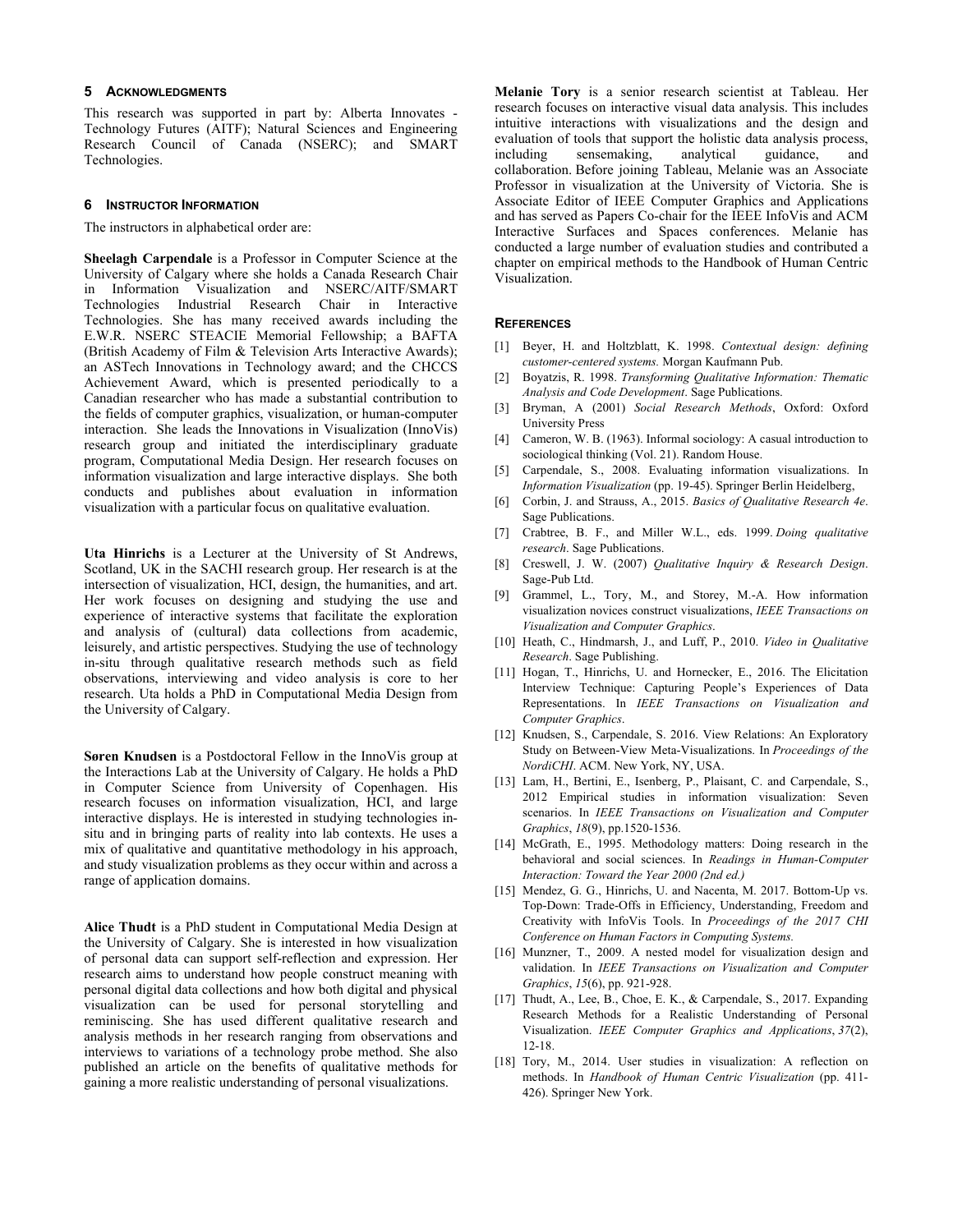## 5 Acknowledgments

This research was supported in part by: Alberta Innovates - Technology Futures (AITF); Natural Sciences and Engineering Research Council of Canada (NSERC); and SMART Technologies.

## 6 Instructor Information

The instructors in alphabetical order are:

**Sheelagh Carpendale** is a Professor in Computer Science at the University of Calgary where she holds a Canada Research Chair in Information Visualization and NSERC/AITF/SMART Technologies Industrial Research Chair in Interactive Technologies. She has many received awards including the E.W.R. NSERC STEACIE Memorial Fellowship; a BAFTA (British Academy of Film & Television Arts Interactive Awards); an ASTech Innovations in Technology award; and the CHCCS Achievement Award, which is presented periodically to a Canadian researcher who has made a substantial contribution to the fields of computer graphics, visualization, or human-computer interaction. She leads the Innovations in Visualization (InnoVis) research group and initiated the interdisciplinary graduate program, Computational Media Design. Her research focuses on information visualization and large interactive displays. She both conducts and publishes about evaluation in information visualization with a particular focus on qualitative evaluation.

**Uta Hinrichs** is a Lecturer at the University of St Andrews, Scotland, UK in the SACHI research group. Her research is at the intersection of visualization, HCI, design, the humanities, and art. Her work focuses on designing and studying the use and experience of interactive systems that facilitate the exploration and analysis of (cultural) data collections from academic, leisurely, and artistic perspectives. Studying the use of technology in-situ through qualitative research methods such as field observations, interviewing and video analysis is core to her research. Uta holds a PhD in Computational Media Design from the University of Calgary.

**Søren Knudsen** is a Postdoctoral Fellow in the InnoVis group at the Interactions Lab at the University of Calgary. He holds a PhD in Computer Science from University of Copenhagen. His research focuses on information visualization, HCI, and large interactive displays. He is interested in studying technologies in-situ and in bringing parts of reality into lab contexts. He uses a mix of qualitative and quantitative methodology in his approach, and study visualization problems as they occur within and across a range of application domains.

**Alice Thudt** is a PhD student in Computational Media Design at the University of Calgary. She is interested in how visualization of personal data can support self-reflection and expression. Her research aims to understand how people construct meaning with personal digital data collections and how both digital and physical visualization can be used for personal storytelling and reminiscing. She has used different qualitative research and analysis methods in her research ranging from observations and interviews to variations of a technology probe method. She also published an article on the benefits of qualitative methods for gaining a more realistic understanding of personal visualizations.

**Melanie Tory** is a senior research scientist at Tableau. Her research focuses on interactive visual data analysis. This includes intuitive interactions with visualizations and the design and evaluation of tools that support the holistic data analysis process, including sensemaking, analytical guidance, and collaboration. Before joining Tableau, Melanie was an Associate Professor in visualization at the University of Victoria. She is Associate Editor of IEEE Computer Graphics and Applications and has served as Papers Co-chair for the IEEE InfoVis and ACM Interactive Surfaces and Spaces conferences. Melanie has conducted a large number of evaluation studies and contributed a chapter on empirical methods to the Handbook of Human Centric Visualization.

## References

[1] Beyer, H. and Holtzblatt, K. 1998. *Contextual design: defining customer-centered systems.* Morgan Kaufmann Pub.

[2] Boyatzis, R. 1998. *Transforming Qualitative Information: Thematic Analysis and Code Development*. Sage Publications.

[3] Bryman, A (2001) *Social Research Methods*, Oxford: Oxford University Press

[4] Cameron, W. B. (1963). Informal sociology: A casual introduction to sociological thinking (Vol. 21). Random House.

[5] Carpendale, S., 2008. Evaluating information visualizations. In *Information Visualization* (pp. 19-45). Springer Berlin Heidelberg,

[6] Corbin, J. and Strauss, A., 2015. *Basics of Qualitative Research 4e*. Sage Publications.

[7] Crabtree, B. F., and Miller W.L., eds. 1999. *Doing qualitative research*. Sage Publications.

[8] Creswell, J. W. (2007) *Qualitative Inquiry & Research Design*. Sage-Pub Ltd.

[9] Grammel, L., Tory, M., and Storey, M.-A. How information visualization novices construct visualizations, *IEEE Transactions on Visualization and Computer Graphics*.

[10] Heath, C., Hindmarsh, J., and Luff, P., 2010. *Video in Qualitative Research*. Sage Publishing.

[11] Hogan, T., Hinrichs, U. and Hornecker, E., 2016. The Elicitation Interview Technique: Capturing People's Experiences of Data Representations. In *IEEE Transactions on Visualization and Computer Graphics*.

[12] Knudsen, S., Carpendale, S. 2016. View Relations: An Exploratory Study on Between-View Meta-Visualizations. In *Proceedings of the NordiCHI*. ACM. New York, NY, USA.

[13] Lam, H., Bertini, E., Isenberg, P., Plaisant, C. and Carpendale, S., 2012 Empirical studies in information visualization: Seven scenarios. In *IEEE Transactions on Visualization and Computer Graphics*, *18*(9), pp.1520-1536.

[14] McGrath, E., 1995. Methodology matters: Doing research in the behavioral and social sciences. In *Readings in Human-Computer Interaction: Toward the Year 2000 (2nd ed.)*

[15] Mendez, G. G., Hinrichs, U. and Nacenta, M. 2017. Bottom-Up vs. Top-Down: Trade-Offs in Efficiency, Understanding, Freedom and Creativity with InfoVis Tools. In *Proceedings of the 2017 CHI Conference on Human Factors in Computing Systems.*

[16] Munzner, T., 2009. A nested model for visualization design and validation. In *IEEE Transactions on Visualization and Computer Graphics*, *15*(6), pp. 921-928.

[17] Thudt, A., Lee, B., Choe, E. K., & Carpendale, S., 2017. Expanding Research Methods for a Realistic Understanding of Personal Visualization. *IEEE Computer Graphics and Applications*, *37*(2), 12-18.

[18] Tory, M., 2014. User studies in visualization: A reflection on methods. In *Handbook of Human Centric Visualization* (pp. 411-426). Springer New York.